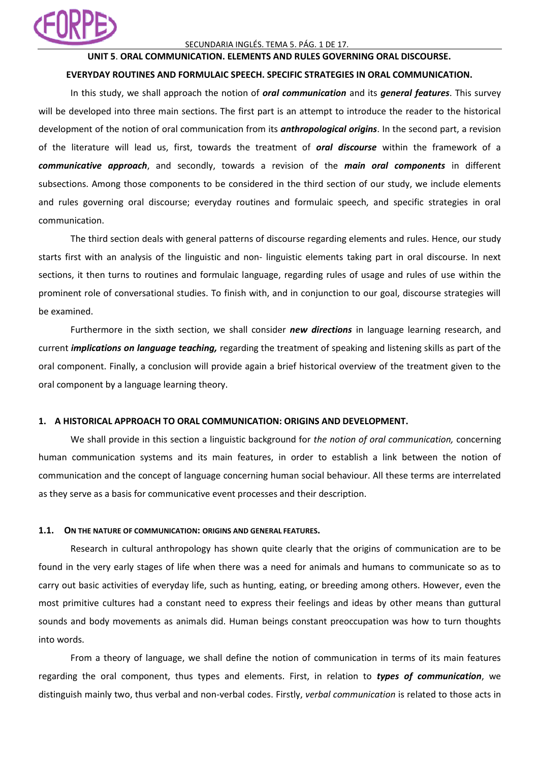# UNIT 5. ORAL COMMUNICATION. ELEMENTS AND RULES GOVERNING ORAL DISCOURSE. EVERYDAY ROUTINES AND FORMULAIC SPEECH. SPECIFIC STRATEGIES IN ORAL COMMUNICATION.

In this study, we shall approach the notion of ***oral communication*** and its ***general features***. This survey will be developed into three main sections. The first part is an attempt to introduce the reader to the historical development of the notion of oral communication from its ***anthropological origins***. In the second part, a revision of the literature will lead us, first, towards the treatment of ***oral discourse*** within the framework of a ***communicative approach***, and secondly, towards a revision of the ***main oral components*** in different subsections. Among those components to be considered in the third section of our study, we include elements and rules governing oral discourse; everyday routines and formulaic speech, and specific strategies in oral communication.

The third section deals with general patterns of discourse regarding elements and rules. Hence, our study starts first with an analysis of the linguistic and non- linguistic elements taking part in oral discourse. In next sections, it then turns to routines and formulaic language, regarding rules of usage and rules of use within the prominent role of conversational studies. To finish with, and in conjunction to our goal, discourse strategies will be examined.

Furthermore in the sixth section, we shall consider ***new directions*** in language learning research, and current ***implications on language teaching,*** regarding the treatment of speaking and listening skills as part of the oral component. Finally, a conclusion will provide again a brief historical overview of the treatment given to the oral component by a language learning theory.

## 1. A HISTORICAL APPROACH TO ORAL COMMUNICATION: ORIGINS AND DEVELOPMENT.

We shall provide in this section a linguistic background for *the notion of oral communication,* concerning human communication systems and its main features, in order to establish a link between the notion of communication and the concept of language concerning human social behaviour. All these terms are interrelated as they serve as a basis for communicative event processes and their description.

### 1.1. ON THE NATURE OF COMMUNICATION: ORIGINS AND GENERAL FEATURES.

Research in cultural anthropology has shown quite clearly that the origins of communication are to be found in the very early stages of life when there was a need for animals and humans to communicate so as to carry out basic activities of everyday life, such as hunting, eating, or breeding among others. However, even the most primitive cultures had a constant need to express their feelings and ideas by other means than guttural sounds and body movements as animals did. Human beings constant preoccupation was how to turn thoughts into words.

From a theory of language, we shall define the notion of communication in terms of its main features regarding the oral component, thus types and elements. First, in relation to ***types of communication***, we distinguish mainly two, thus verbal and non-verbal codes. Firstly, *verbal communication* is related to those acts in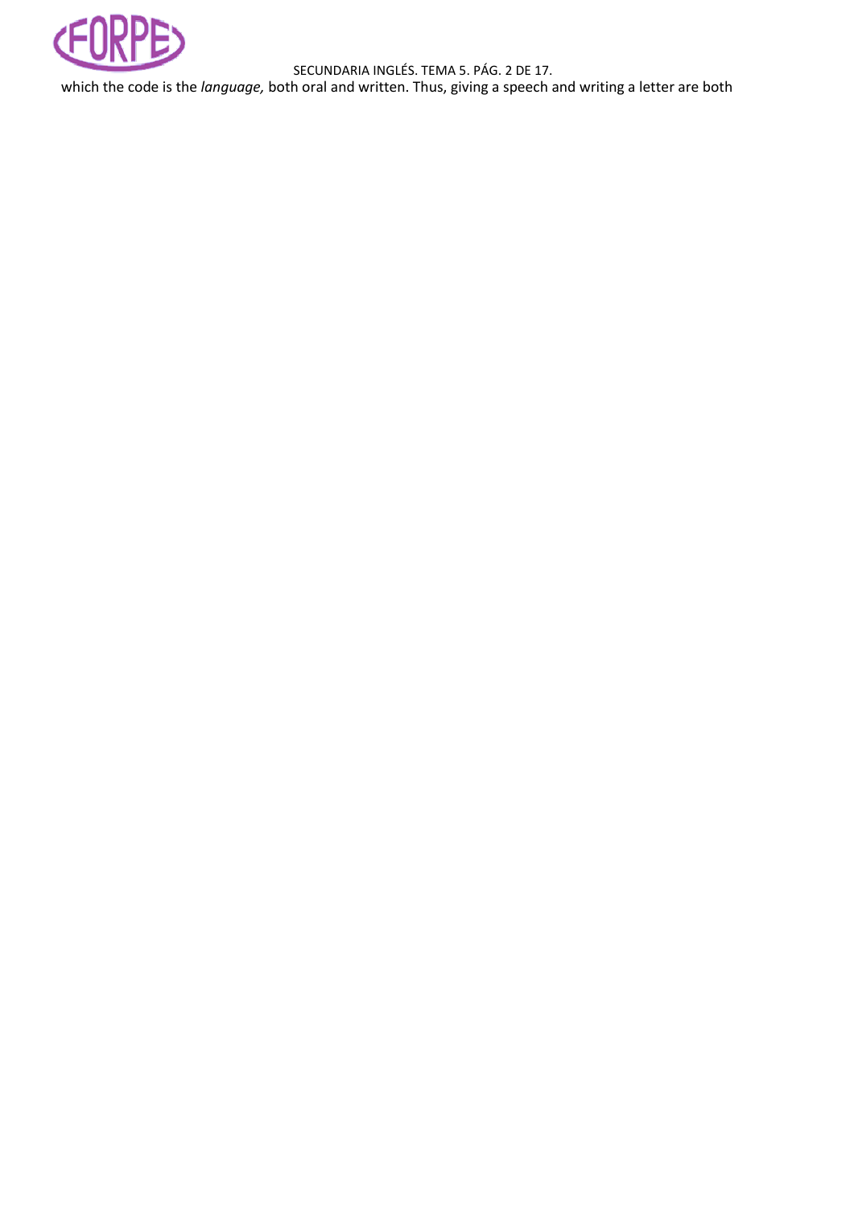which the code is the *language,* both oral and written. Thus, giving a speech and writing a letter are both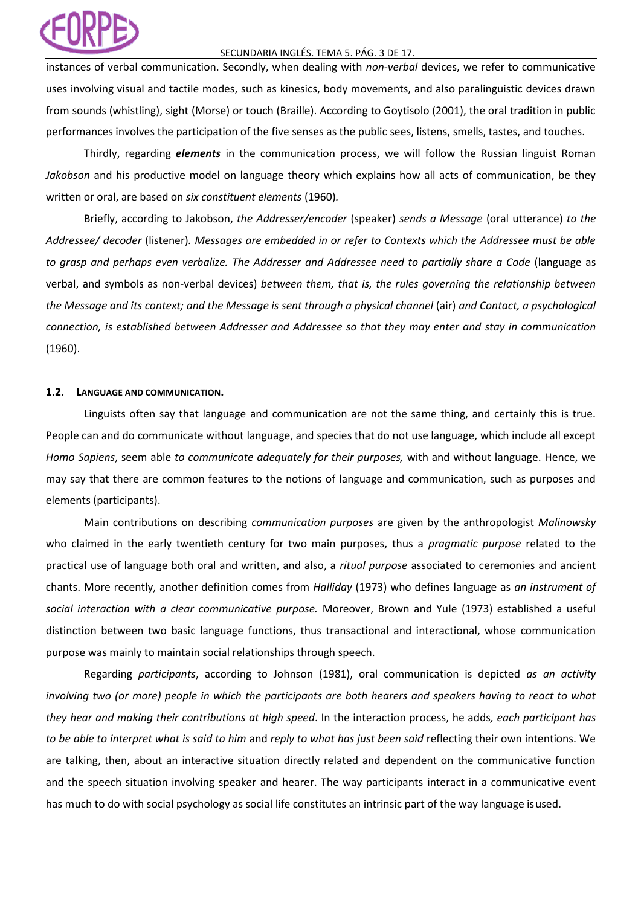instances of verbal communication. Secondly, when dealing with *non-verbal* devices, we refer to communicative uses involving visual and tactile modes, such as kinesics, body movements, and also paralinguistic devices drawn from sounds (whistling), sight (Morse) or touch (Braille). According to Goytisolo (2001), the oral tradition in public performances involves the participation of the five senses as the public sees, listens, smells, tastes, and touches.

Thirdly, regarding ***elements*** in the communication process, we will follow the Russian linguist Roman *Jakobson* and his productive model on language theory which explains how all acts of communication, be they written or oral, are based on *six constituent elements* (1960)*.*

Briefly, according to Jakobson, *the Addresser/encoder* (speaker) *sends a Message* (oral utterance) *to the Addressee/ decoder* (listener)*. Messages are embedded in or refer to Contexts which the Addressee must be able to grasp and perhaps even verbalize. The Addresser and Addressee need to partially share a Code* (language as verbal, and symbols as non-verbal devices) *between them, that is, the rules governing the relationship between the Message and its context; and the Message is sent through a physical channel* (air) *and Contact, a psychological connection, is established between Addresser and Addressee so that they may enter and stay in communication* (1960).

### 1.2. Language and communication.

Linguists often say that language and communication are not the same thing, and certainly this is true. People can and do communicate without language, and species that do not use language, which include all except *Homo Sapiens*, seem able *to communicate adequately for their purposes,* with and without language. Hence, we may say that there are common features to the notions of language and communication, such as purposes and elements (participants).

Main contributions on describing *communication purposes* are given by the anthropologist *Malinowsky* who claimed in the early twentieth century for two main purposes, thus a *pragmatic purpose* related to the practical use of language both oral and written, and also, a *ritual purpose* associated to ceremonies and ancient chants. More recently, another definition comes from *Halliday* (1973) who defines language as *an instrument of social interaction with a clear communicative purpose.* Moreover, Brown and Yule (1973) established a useful distinction between two basic language functions, thus transactional and interactional, whose communication purpose was mainly to maintain social relationships through speech.

Regarding *participants*, according to Johnson (1981), oral communication is depicted *as an activity involving two (or more) people in which the participants are both hearers and speakers having to react to what they hear and making their contributions at high speed*. In the interaction process, he adds*, each participant has to be able to interpret what is said to him* and *reply to what has just been said* reflecting their own intentions. We are talking, then, about an interactive situation directly related and dependent on the communicative function and the speech situation involving speaker and hearer. The way participants interact in a communicative event has much to do with social psychology as social life constitutes an intrinsic part of the way language is used.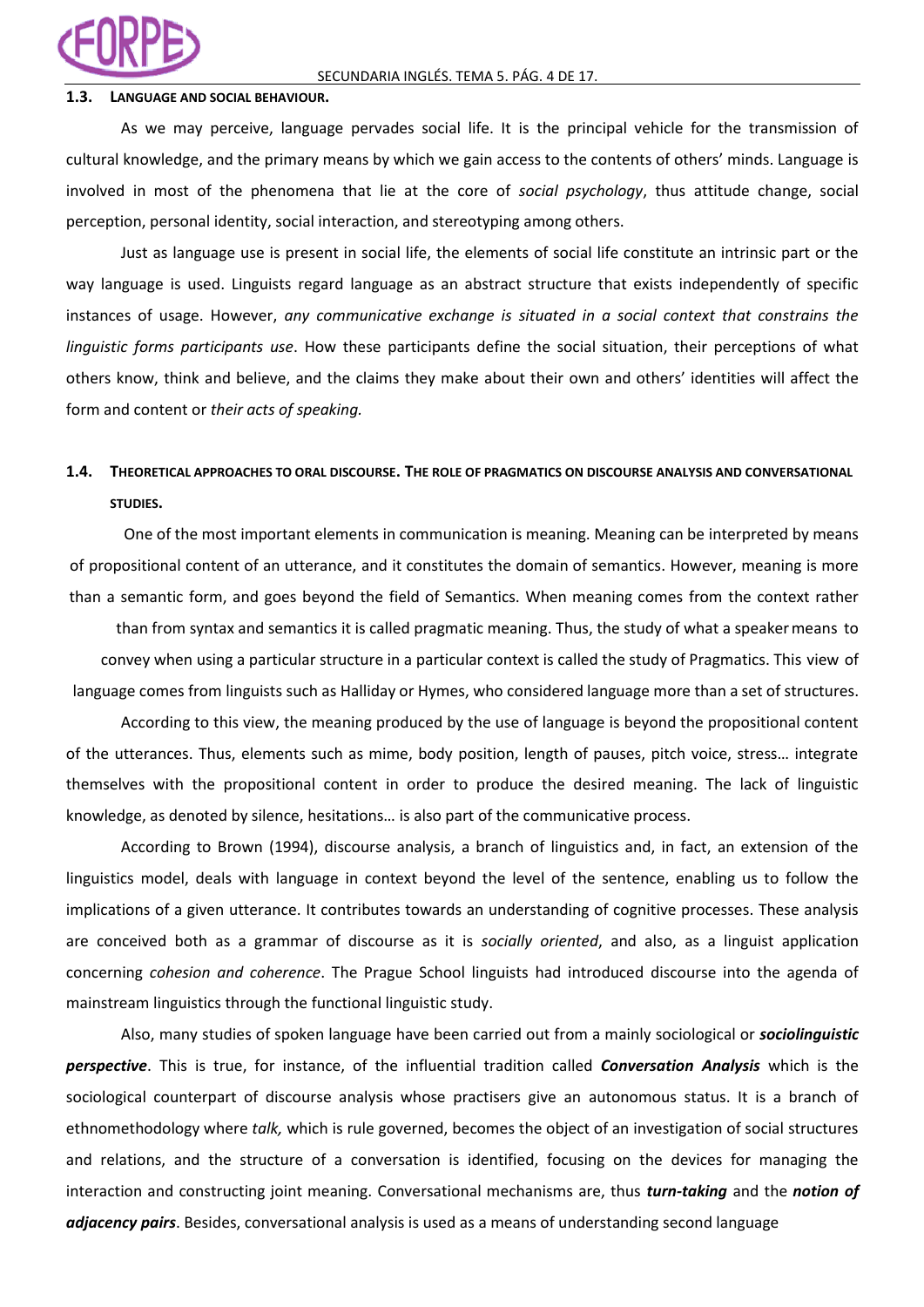### 1.3. LANGUAGE AND SOCIAL BEHAVIOUR.

As we may perceive, language pervades social life. It is the principal vehicle for the transmission of cultural knowledge, and the primary means by which we gain access to the contents of others' minds. Language is involved in most of the phenomena that lie at the core of *social psychology*, thus attitude change, social perception, personal identity, social interaction, and stereotyping among others.

Just as language use is present in social life, the elements of social life constitute an intrinsic part or the way language is used. Linguists regard language as an abstract structure that exists independently of specific instances of usage. However, *any communicative exchange is situated in a social context that constrains the linguistic forms participants use*. How these participants define the social situation, their perceptions of what others know, think and believe, and the claims they make about their own and others' identities will affect the form and content or *their acts of speaking.*

### 1.4. THEORETICAL APPROACHES TO ORAL DISCOURSE. THE ROLE OF PRAGMATICS ON DISCOURSE ANALYSIS AND CONVERSATIONAL STUDIES.

One of the most important elements in communication is meaning. Meaning can be interpreted by means of propositional content of an utterance, and it constitutes the domain of semantics. However, meaning is more than a semantic form, and goes beyond the field of Semantics. When meaning comes from the context rather than from syntax and semantics it is called pragmatic meaning. Thus, the study of what a speaker means to convey when using a particular structure in a particular context is called the study of Pragmatics. This view of language comes from linguists such as Halliday or Hymes, who considered language more than a set of structures.

According to this view, the meaning produced by the use of language is beyond the propositional content of the utterances. Thus, elements such as mime, body position, length of pauses, pitch voice, stress… integrate themselves with the propositional content in order to produce the desired meaning. The lack of linguistic knowledge, as denoted by silence, hesitations… is also part of the communicative process.

According to Brown (1994), discourse analysis, a branch of linguistics and, in fact, an extension of the linguistics model, deals with language in context beyond the level of the sentence, enabling us to follow the implications of a given utterance. It contributes towards an understanding of cognitive processes. These analysis are conceived both as a grammar of discourse as it is *socially oriented*, and also, as a linguist application concerning *cohesion and coherence*. The Prague School linguists had introduced discourse into the agenda of mainstream linguistics through the functional linguistic study.

Also, many studies of spoken language have been carried out from a mainly sociological or ***sociolinguistic perspective***. This is true, for instance, of the influential tradition called ***Conversation Analysis*** which is the sociological counterpart of discourse analysis whose practisers give an autonomous status. It is a branch of ethnomethodology where *talk,* which is rule governed, becomes the object of an investigation of social structures and relations, and the structure of a conversation is identified, focusing on the devices for managing the interaction and constructing joint meaning. Conversational mechanisms are, thus ***turn-taking*** and the ***notion of adjacency pairs***. Besides, conversational analysis is used as a means of understanding second language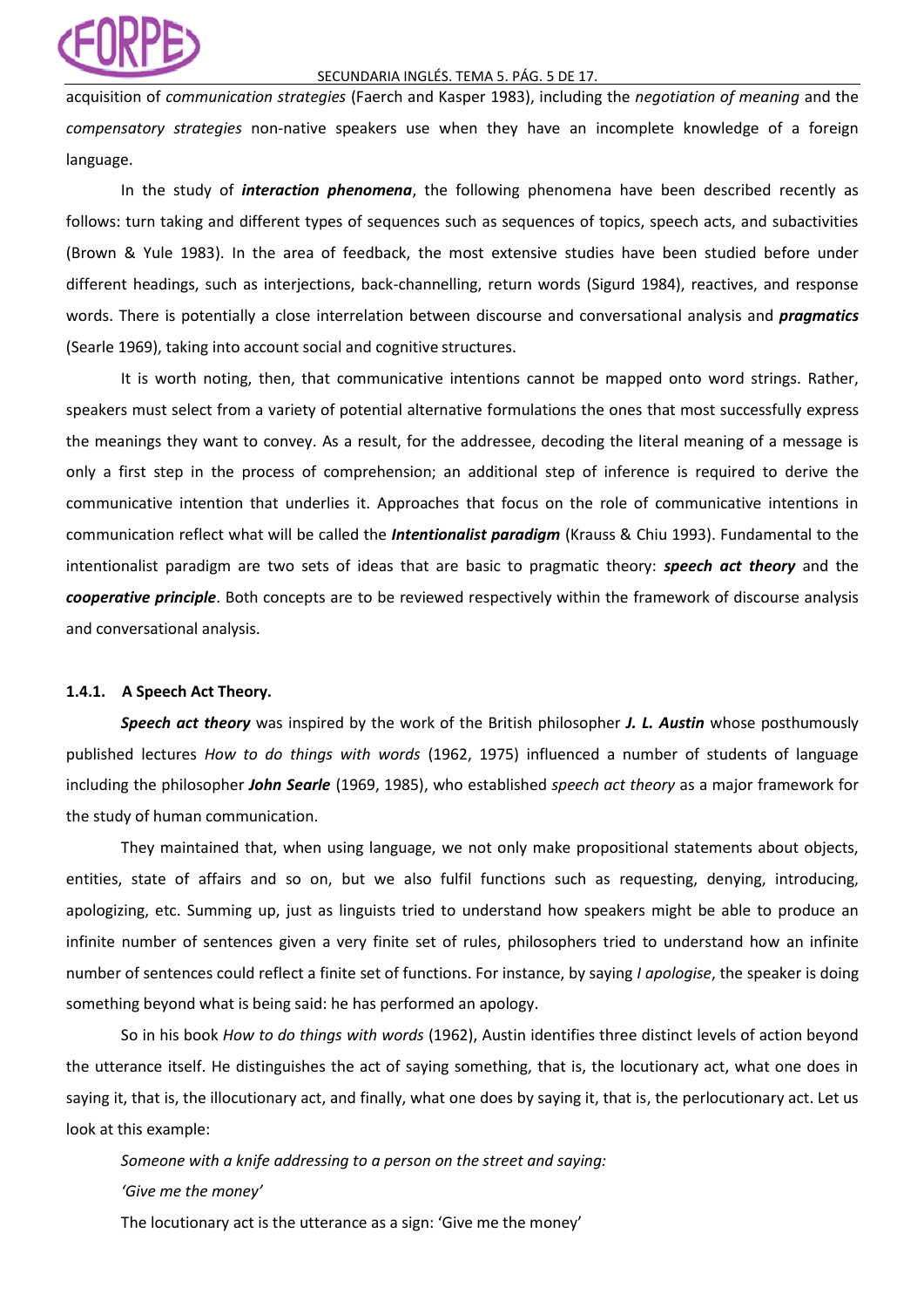acquisition of *communication strategies* (Faerch and Kasper 1983), including the *negotiation of meaning* and the *compensatory strategies* non-native speakers use when they have an incomplete knowledge of a foreign language.

In the study of ***interaction phenomena***, the following phenomena have been described recently as follows: turn taking and different types of sequences such as sequences of topics, speech acts, and subactivities (Brown & Yule 1983). In the area of feedback, the most extensive studies have been studied before under different headings, such as interjections, back-channelling, return words (Sigurd 1984), reactives, and response words. There is potentially a close interrelation between discourse and conversational analysis and ***pragmatics*** (Searle 1969), taking into account social and cognitive structures.

It is worth noting, then, that communicative intentions cannot be mapped onto word strings. Rather, speakers must select from a variety of potential alternative formulations the ones that most successfully express the meanings they want to convey. As a result, for the addressee, decoding the literal meaning of a message is only a first step in the process of comprehension; an additional step of inference is required to derive the communicative intention that underlies it. Approaches that focus on the role of communicative intentions in communication reflect what will be called the ***Intentionalist paradigm*** (Krauss & Chiu 1993). Fundamental to the intentionalist paradigm are two sets of ideas that are basic to pragmatic theory: ***speech act theory*** and the ***cooperative principle***. Both concepts are to be reviewed respectively within the framework of discourse analysis and conversational analysis.

#### 1.4.1. A Speech Act Theory.

***Speech act theory*** was inspired by the work of the British philosopher ***J. L. Austin*** whose posthumously published lectures *How to do things with words* (1962, 1975) influenced a number of students of language including the philosopher ***John Searle*** (1969, 1985), who established *speech act theory* as a major framework for the study of human communication.

They maintained that, when using language, we not only make propositional statements about objects, entities, state of affairs and so on, but we also fulfil functions such as requesting, denying, introducing, apologizing, etc. Summing up, just as linguists tried to understand how speakers might be able to produce an infinite number of sentences given a very finite set of rules, philosophers tried to understand how an infinite number of sentences could reflect a finite set of functions. For instance, by saying *I apologise*, the speaker is doing something beyond what is being said: he has performed an apology.

So in his book *How to do things with words* (1962), Austin identifies three distinct levels of action beyond the utterance itself. He distinguishes the act of saying something, that is, the locutionary act, what one does in saying it, that is, the illocutionary act, and finally, what one does by saying it, that is, the perlocutionary act. Let us look at this example:

*Someone with a knife addressing to a person on the street and saying:*

*'Give me the money'*

The locutionary act is the utterance as a sign: 'Give me the money'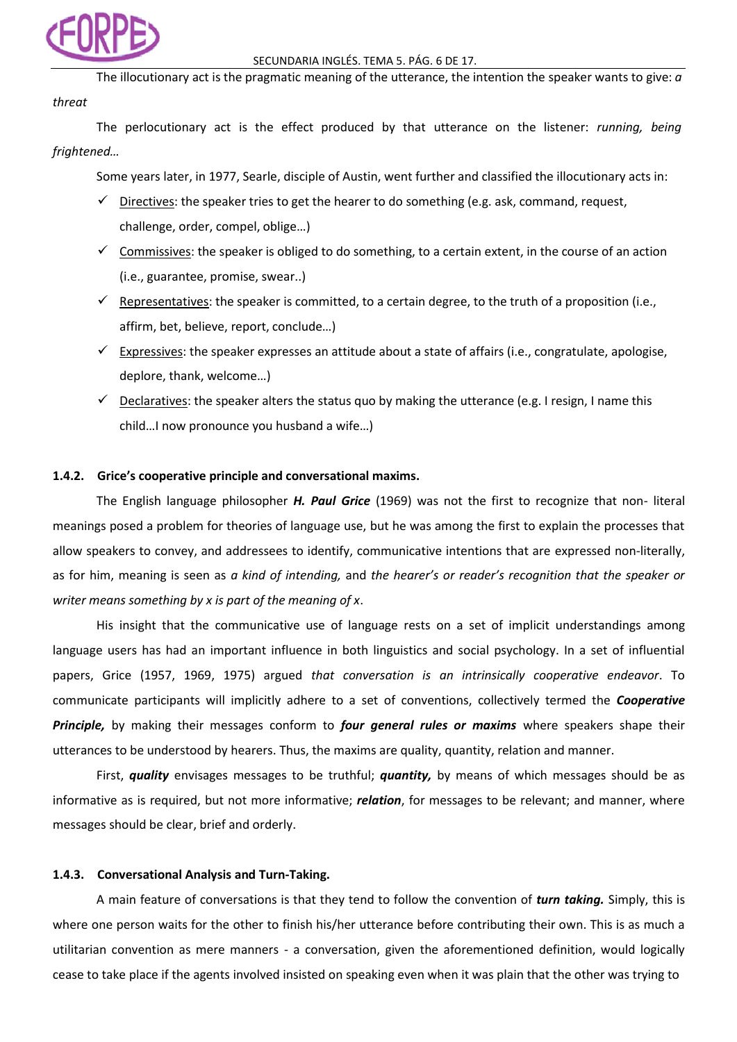The illocutionary act is the pragmatic meaning of the utterance, the intention the speaker wants to give: *a threat*

The perlocutionary act is the effect produced by that utterance on the listener: *running, being frightened…*

Some years later, in 1977, Searle, disciple of Austin, went further and classified the illocutionary acts in:

- ✓ Directives: the speaker tries to get the hearer to do something (e.g. ask, command, request, challenge, order, compel, oblige…)
- ✓ Commissives: the speaker is obliged to do something, to a certain extent, in the course of an action (i.e., guarantee, promise, swear..)
- ✓ Representatives: the speaker is committed, to a certain degree, to the truth of a proposition (i.e., affirm, bet, believe, report, conclude…)
- ✓ Expressives: the speaker expresses an attitude about a state of affairs (i.e., congratulate, apologise, deplore, thank, welcome…)
- ✓ Declaratives: the speaker alters the status quo by making the utterance (e.g. I resign, I name this child…I now pronounce you husband a wife…)

### 1.4.2. Grice's cooperative principle and conversational maxims.

The English language philosopher ***H. Paul Grice*** (1969) was not the first to recognize that non- literal meanings posed a problem for theories of language use, but he was among the first to explain the processes that allow speakers to convey, and addressees to identify, communicative intentions that are expressed non-literally, as for him, meaning is seen as *a kind of intending,* and *the hearer's or reader's recognition that the speaker or writer means something by x is part of the meaning of x*.

His insight that the communicative use of language rests on a set of implicit understandings among language users has had an important influence in both linguistics and social psychology. In a set of influential papers, Grice (1957, 1969, 1975) argued *that conversation is an intrinsically cooperative endeavor*. To communicate participants will implicitly adhere to a set of conventions, collectively termed the ***Cooperative Principle,*** by making their messages conform to ***four general rules or maxims*** where speakers shape their utterances to be understood by hearers. Thus, the maxims are quality, quantity, relation and manner.

First, ***quality*** envisages messages to be truthful; ***quantity,*** by means of which messages should be as informative as is required, but not more informative; ***relation***, for messages to be relevant; and manner, where messages should be clear, brief and orderly.

### 1.4.3. Conversational Analysis and Turn-Taking.

A main feature of conversations is that they tend to follow the convention of ***turn taking.*** Simply, this is where one person waits for the other to finish his/her utterance before contributing their own. This is as much a utilitarian convention as mere manners - a conversation, given the aforementioned definition, would logically cease to take place if the agents involved insisted on speaking even when it was plain that the other was trying to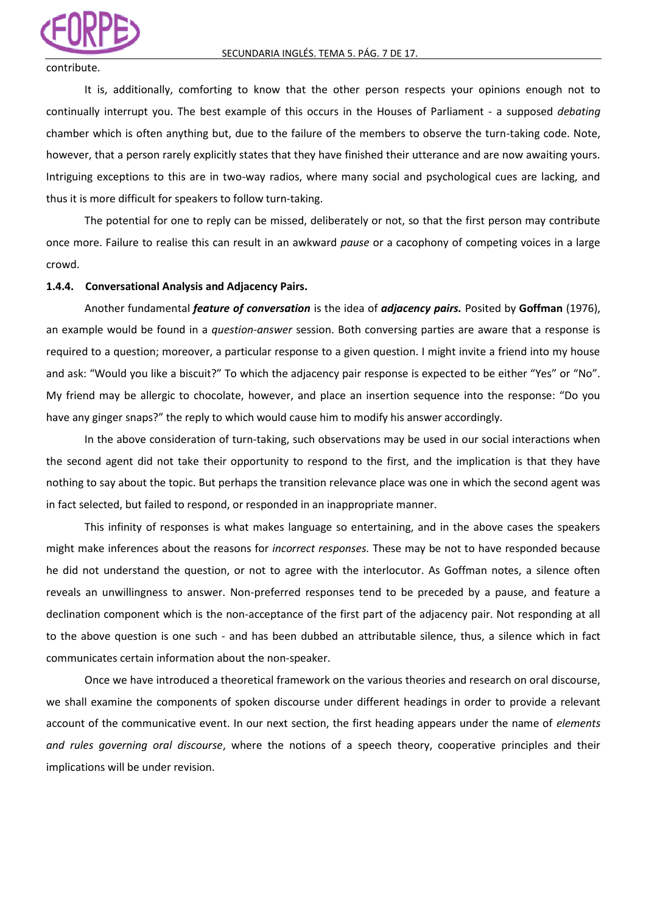contribute.

It is, additionally, comforting to know that the other person respects your opinions enough not to continually interrupt you. The best example of this occurs in the Houses of Parliament - a supposed *debating* chamber which is often anything but, due to the failure of the members to observe the turn-taking code. Note, however, that a person rarely explicitly states that they have finished their utterance and are now awaiting yours. Intriguing exceptions to this are in two-way radios, where many social and psychological cues are lacking, and thus it is more difficult for speakers to follow turn-taking.

The potential for one to reply can be missed, deliberately or not, so that the first person may contribute once more. Failure to realise this can result in an awkward *pause* or a cacophony of competing voices in a large crowd.

#### 1.4.4. Conversational Analysis and Adjacency Pairs.

Another fundamental ***feature of conversation*** is the idea of ***adjacency pairs.*** Posited by **Goffman** (1976), an example would be found in a *question-answer* session. Both conversing parties are aware that a response is required to a question; moreover, a particular response to a given question. I might invite a friend into my house and ask: "Would you like a biscuit?" To which the adjacency pair response is expected to be either "Yes" or "No". My friend may be allergic to chocolate, however, and place an insertion sequence into the response: "Do you have any ginger snaps?" the reply to which would cause him to modify his answer accordingly.

In the above consideration of turn-taking, such observations may be used in our social interactions when the second agent did not take their opportunity to respond to the first, and the implication is that they have nothing to say about the topic. But perhaps the transition relevance place was one in which the second agent was in fact selected, but failed to respond, or responded in an inappropriate manner.

This infinity of responses is what makes language so entertaining, and in the above cases the speakers might make inferences about the reasons for *incorrect responses.* These may be not to have responded because he did not understand the question, or not to agree with the interlocutor. As Goffman notes, a silence often reveals an unwillingness to answer. Non-preferred responses tend to be preceded by a pause, and feature a declination component which is the non-acceptance of the first part of the adjacency pair. Not responding at all to the above question is one such - and has been dubbed an attributable silence, thus, a silence which in fact communicates certain information about the non-speaker.

Once we have introduced a theoretical framework on the various theories and research on oral discourse, we shall examine the components of spoken discourse under different headings in order to provide a relevant account of the communicative event. In our next section, the first heading appears under the name of *elements and rules governing oral discourse*, where the notions of a speech theory, cooperative principles and their implications will be under revision.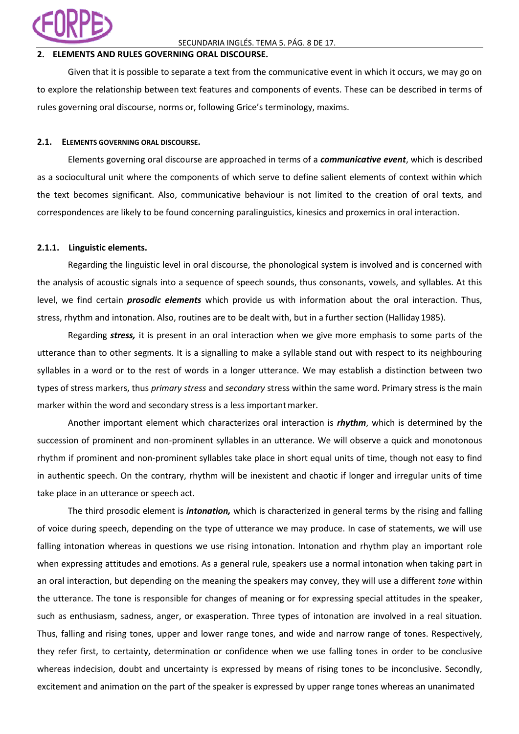## 2. ELEMENTS AND RULES GOVERNING ORAL DISCOURSE.

Given that it is possible to separate a text from the communicative event in which it occurs, we may go on to explore the relationship between text features and components of events. These can be described in terms of rules governing oral discourse, norms or, following Grice's terminology, maxims.

### 2.1. ELEMENTS GOVERNING ORAL DISCOURSE.

Elements governing oral discourse are approached in terms of a ***communicative event***, which is described as a sociocultural unit where the components of which serve to define salient elements of context within which the text becomes significant. Also, communicative behaviour is not limited to the creation of oral texts, and correspondences are likely to be found concerning paralinguistics, kinesics and proxemics in oral interaction.

#### 2.1.1. Linguistic elements.

Regarding the linguistic level in oral discourse, the phonological system is involved and is concerned with the analysis of acoustic signals into a sequence of speech sounds, thus consonants, vowels, and syllables. At this level, we find certain ***prosodic elements*** which provide us with information about the oral interaction. Thus, stress, rhythm and intonation. Also, routines are to be dealt with, but in a further section (Halliday 1985).

Regarding ***stress,*** it is present in an oral interaction when we give more emphasis to some parts of the utterance than to other segments. It is a signalling to make a syllable stand out with respect to its neighbouring syllables in a word or to the rest of words in a longer utterance. We may establish a distinction between two types of stress markers, thus *primary stress* and *secondary* stress within the same word. Primary stress is the main marker within the word and secondary stress is a less important marker.

Another important element which characterizes oral interaction is ***rhythm***, which is determined by the succession of prominent and non-prominent syllables in an utterance. We will observe a quick and monotonous rhythm if prominent and non-prominent syllables take place in short equal units of time, though not easy to find in authentic speech. On the contrary, rhythm will be inexistent and chaotic if longer and irregular units of time take place in an utterance or speech act.

The third prosodic element is ***intonation,*** which is characterized in general terms by the rising and falling of voice during speech, depending on the type of utterance we may produce. In case of statements, we will use falling intonation whereas in questions we use rising intonation. Intonation and rhythm play an important role when expressing attitudes and emotions. As a general rule, speakers use a normal intonation when taking part in an oral interaction, but depending on the meaning the speakers may convey, they will use a different *tone* within the utterance. The tone is responsible for changes of meaning or for expressing special attitudes in the speaker, such as enthusiasm, sadness, anger, or exasperation. Three types of intonation are involved in a real situation. Thus, falling and rising tones, upper and lower range tones, and wide and narrow range of tones. Respectively, they refer first, to certainty, determination or confidence when we use falling tones in order to be conclusive whereas indecision, doubt and uncertainty is expressed by means of rising tones to be inconclusive. Secondly, excitement and animation on the part of the speaker is expressed by upper range tones whereas an unanimated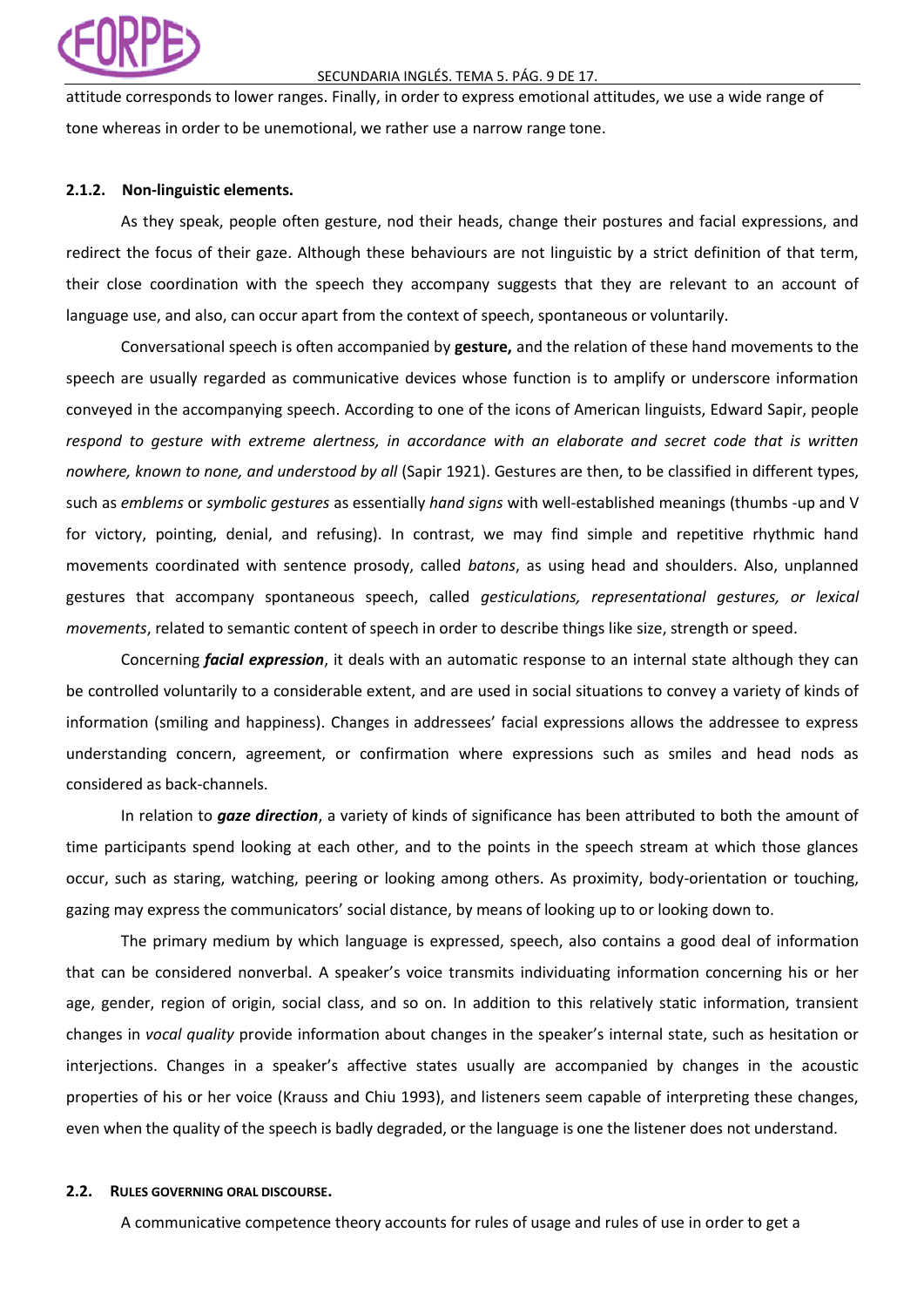attitude corresponds to lower ranges. Finally, in order to express emotional attitudes, we use a wide range of tone whereas in order to be unemotional, we rather use a narrow range tone.

### 2.1.2. Non-linguistic elements.

As they speak, people often gesture, nod their heads, change their postures and facial expressions, and redirect the focus of their gaze. Although these behaviours are not linguistic by a strict definition of that term, their close coordination with the speech they accompany suggests that they are relevant to an account of language use, and also, can occur apart from the context of speech, spontaneous or voluntarily.

Conversational speech is often accompanied by **gesture,** and the relation of these hand movements to the speech are usually regarded as communicative devices whose function is to amplify or underscore information conveyed in the accompanying speech. According to one of the icons of American linguists, Edward Sapir, people *respond to gesture with extreme alertness, in accordance with an elaborate and secret code that is written nowhere, known to none, and understood by all* (Sapir 1921). Gestures are then, to be classified in different types, such as *emblems* or *symbolic gestures* as essentially *hand signs* with well-established meanings (thumbs -up and V for victory, pointing, denial, and refusing). In contrast, we may find simple and repetitive rhythmic hand movements coordinated with sentence prosody, called *batons*, as using head and shoulders. Also, unplanned gestures that accompany spontaneous speech, called *gesticulations, representational gestures, or lexical movements*, related to semantic content of speech in order to describe things like size, strength or speed.

Concerning ***facial expression***, it deals with an automatic response to an internal state although they can be controlled voluntarily to a considerable extent, and are used in social situations to convey a variety of kinds of information (smiling and happiness). Changes in addressees' facial expressions allows the addressee to express understanding concern, agreement, or confirmation where expressions such as smiles and head nods as considered as back-channels.

In relation to ***gaze direction***, a variety of kinds of significance has been attributed to both the amount of time participants spend looking at each other, and to the points in the speech stream at which those glances occur, such as staring, watching, peering or looking among others. As proximity, body-orientation or touching, gazing may express the communicators' social distance, by means of looking up to or looking down to.

The primary medium by which language is expressed, speech, also contains a good deal of information that can be considered nonverbal. A speaker's voice transmits individuating information concerning his or her age, gender, region of origin, social class, and so on. In addition to this relatively static information, transient changes in *vocal quality* provide information about changes in the speaker's internal state, such as hesitation or interjections. Changes in a speaker's affective states usually are accompanied by changes in the acoustic properties of his or her voice (Krauss and Chiu 1993), and listeners seem capable of interpreting these changes, even when the quality of the speech is badly degraded, or the language is one the listener does not understand.

## 2.2. Rules governing oral discourse.

A communicative competence theory accounts for rules of usage and rules of use in order to get a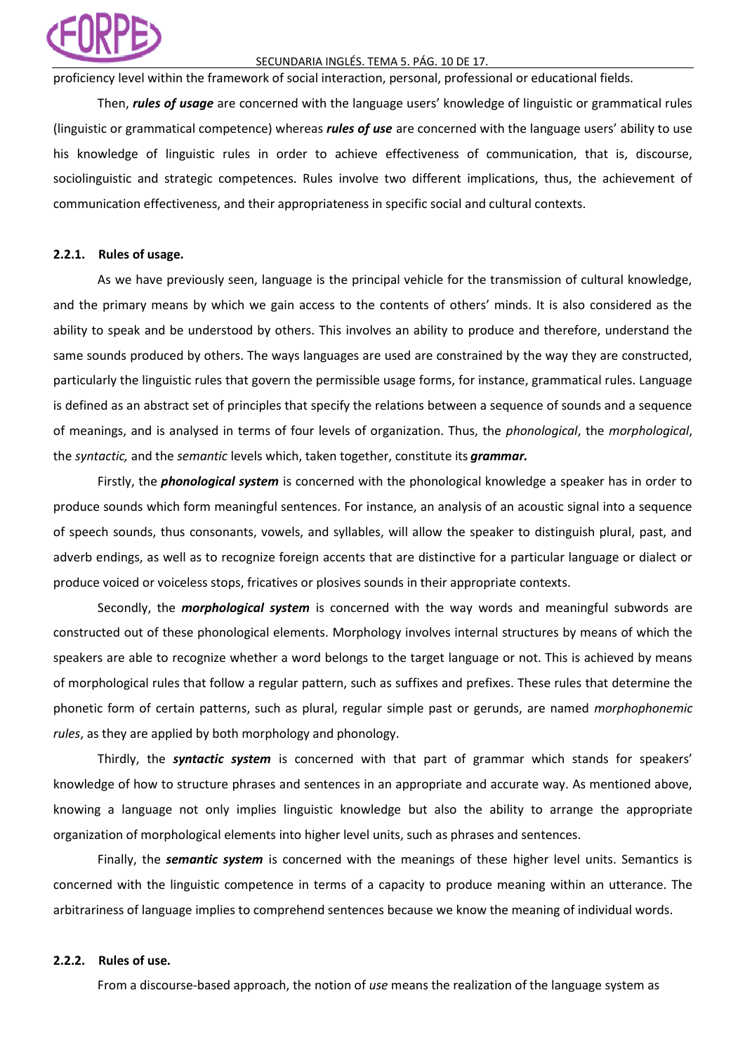proficiency level within the framework of social interaction, personal, professional or educational fields.

Then, ***rules of usage*** are concerned with the language users' knowledge of linguistic or grammatical rules (linguistic or grammatical competence) whereas ***rules of use*** are concerned with the language users' ability to use his knowledge of linguistic rules in order to achieve effectiveness of communication, that is, discourse, sociolinguistic and strategic competences. Rules involve two different implications, thus, the achievement of communication effectiveness, and their appropriateness in specific social and cultural contexts.

### 2.2.1. Rules of usage.

As we have previously seen, language is the principal vehicle for the transmission of cultural knowledge, and the primary means by which we gain access to the contents of others' minds. It is also considered as the ability to speak and be understood by others. This involves an ability to produce and therefore, understand the same sounds produced by others. The ways languages are used are constrained by the way they are constructed, particularly the linguistic rules that govern the permissible usage forms, for instance, grammatical rules. Language is defined as an abstract set of principles that specify the relations between a sequence of sounds and a sequence of meanings, and is analysed in terms of four levels of organization. Thus, the *phonological*, the *morphological*, the *syntactic,* and the *semantic* levels which, taken together, constitute its ***grammar.***

Firstly, the ***phonological system*** is concerned with the phonological knowledge a speaker has in order to produce sounds which form meaningful sentences. For instance, an analysis of an acoustic signal into a sequence of speech sounds, thus consonants, vowels, and syllables, will allow the speaker to distinguish plural, past, and adverb endings, as well as to recognize foreign accents that are distinctive for a particular language or dialect or produce voiced or voiceless stops, fricatives or plosives sounds in their appropriate contexts.

Secondly, the ***morphological system*** is concerned with the way words and meaningful subwords are constructed out of these phonological elements. Morphology involves internal structures by means of which the speakers are able to recognize whether a word belongs to the target language or not. This is achieved by means of morphological rules that follow a regular pattern, such as suffixes and prefixes. These rules that determine the phonetic form of certain patterns, such as plural, regular simple past or gerunds, are named *morphophonemic rules*, as they are applied by both morphology and phonology.

Thirdly, the ***syntactic system*** is concerned with that part of grammar which stands for speakers' knowledge of how to structure phrases and sentences in an appropriate and accurate way. As mentioned above, knowing a language not only implies linguistic knowledge but also the ability to arrange the appropriate organization of morphological elements into higher level units, such as phrases and sentences.

Finally, the ***semantic system*** is concerned with the meanings of these higher level units. Semantics is concerned with the linguistic competence in terms of a capacity to produce meaning within an utterance. The arbitrariness of language implies to comprehend sentences because we know the meaning of individual words.

### 2.2.2. Rules of use.

From a discourse-based approach, the notion of *use* means the realization of the language system as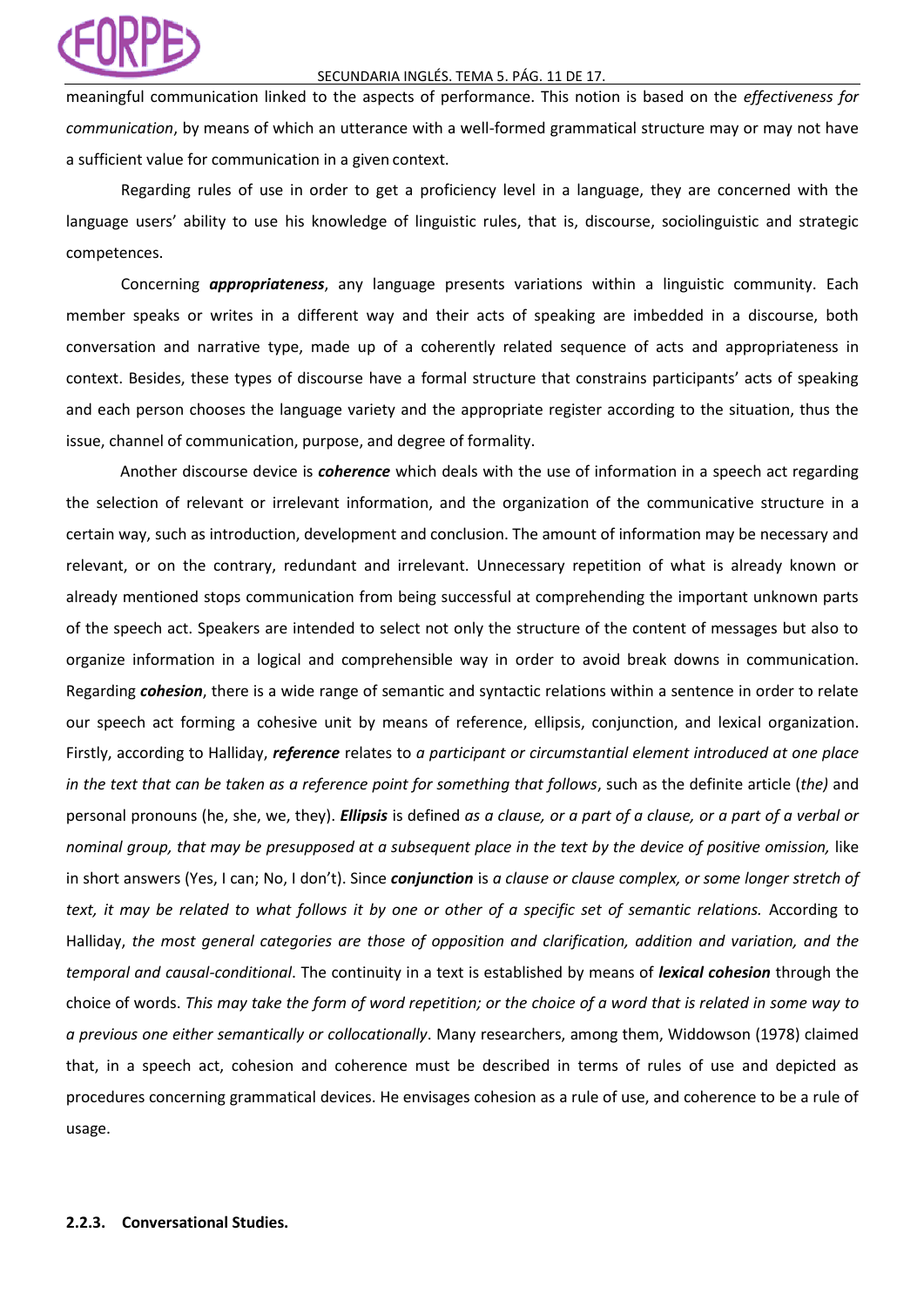meaningful communication linked to the aspects of performance. This notion is based on the *effectiveness for communication*, by means of which an utterance with a well-formed grammatical structure may or may not have a sufficient value for communication in a given context.

Regarding rules of use in order to get a proficiency level in a language, they are concerned with the language users' ability to use his knowledge of linguistic rules, that is, discourse, sociolinguistic and strategic competences.

Concerning ***appropriateness***, any language presents variations within a linguistic community. Each member speaks or writes in a different way and their acts of speaking are imbedded in a discourse, both conversation and narrative type, made up of a coherently related sequence of acts and appropriateness in context. Besides, these types of discourse have a formal structure that constrains participants' acts of speaking and each person chooses the language variety and the appropriate register according to the situation, thus the issue, channel of communication, purpose, and degree of formality.

Another discourse device is ***coherence*** which deals with the use of information in a speech act regarding the selection of relevant or irrelevant information, and the organization of the communicative structure in a certain way, such as introduction, development and conclusion. The amount of information may be necessary and relevant, or on the contrary, redundant and irrelevant. Unnecessary repetition of what is already known or already mentioned stops communication from being successful at comprehending the important unknown parts of the speech act. Speakers are intended to select not only the structure of the content of messages but also to organize information in a logical and comprehensible way in order to avoid break downs in communication. Regarding ***cohesion***, there is a wide range of semantic and syntactic relations within a sentence in order to relate our speech act forming a cohesive unit by means of reference, ellipsis, conjunction, and lexical organization. Firstly, according to Halliday, ***reference*** relates to *a participant or circumstantial element introduced at one place in the text that can be taken as a reference point for something that follows*, such as the definite article (*the)* and personal pronouns (he, she, we, they). ***Ellipsis*** is defined *as a clause, or a part of a clause, or a part of a verbal or nominal group, that may be presupposed at a subsequent place in the text by the device of positive omission,* like in short answers (Yes, I can; No, I don't). Since ***conjunction*** is *a clause or clause complex, or some longer stretch of text, it may be related to what follows it by one or other of a specific set of semantic relations.* According to Halliday, *the most general categories are those of opposition and clarification, addition and variation, and the temporal and causal-conditional*. The continuity in a text is established by means of ***lexical cohesion*** through the choice of words. *This may take the form of word repetition; or the choice of a word that is related in some way to a previous one either semantically or collocationally*. Many researchers, among them, Widdowson (1978) claimed that, in a speech act, cohesion and coherence must be described in terms of rules of use and depicted as procedures concerning grammatical devices. He envisages cohesion as a rule of use, and coherence to be a rule of usage.

### 2.2.3. Conversational Studies.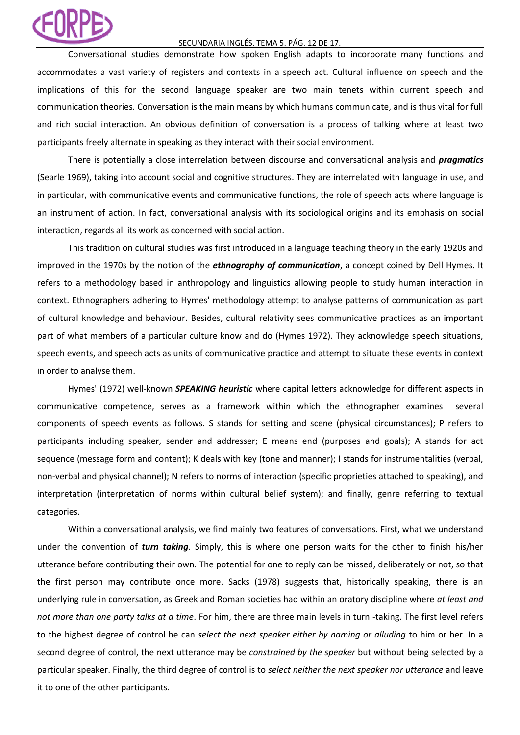Conversational studies demonstrate how spoken English adapts to incorporate many functions and accommodates a vast variety of registers and contexts in a speech act. Cultural influence on speech and the implications of this for the second language speaker are two main tenets within current speech and communication theories. Conversation is the main means by which humans communicate, and is thus vital for full and rich social interaction. An obvious definition of conversation is a process of talking where at least two participants freely alternate in speaking as they interact with their social environment.

There is potentially a close interrelation between discourse and conversational analysis and ***pragmatics*** (Searle 1969), taking into account social and cognitive structures. They are interrelated with language in use, and in particular, with communicative events and communicative functions, the role of speech acts where language is an instrument of action. In fact, conversational analysis with its sociological origins and its emphasis on social interaction, regards all its work as concerned with social action.

This tradition on cultural studies was first introduced in a language teaching theory in the early 1920s and improved in the 1970s by the notion of the ***ethnography of communication***, a concept coined by Dell Hymes. It refers to a methodology based in anthropology and linguistics allowing people to study human interaction in context. Ethnographers adhering to Hymes' methodology attempt to analyse patterns of communication as part of cultural knowledge and behaviour. Besides, cultural relativity sees communicative practices as an important part of what members of a particular culture know and do (Hymes 1972). They acknowledge speech situations, speech events, and speech acts as units of communicative practice and attempt to situate these events in context in order to analyse them.

Hymes' (1972) well-known ***SPEAKING heuristic*** where capital letters acknowledge for different aspects in communicative competence, serves as a framework within which the ethnographer examines several components of speech events as follows. S stands for setting and scene (physical circumstances); P refers to participants including speaker, sender and addresser; E means end (purposes and goals); A stands for act sequence (message form and content); K deals with key (tone and manner); I stands for instrumentalities (verbal, non-verbal and physical channel); N refers to norms of interaction (specific proprieties attached to speaking), and interpretation (interpretation of norms within cultural belief system); and finally, genre referring to textual categories.

Within a conversational analysis, we find mainly two features of conversations. First, what we understand under the convention of ***turn taking***. Simply, this is where one person waits for the other to finish his/her utterance before contributing their own. The potential for one to reply can be missed, deliberately or not, so that the first person may contribute once more. Sacks (1978) suggests that, historically speaking, there is an underlying rule in conversation, as Greek and Roman societies had within an oratory discipline where *at least and not more than one party talks at a time*. For him, there are three main levels in turn -taking. The first level refers to the highest degree of control he can *select the next speaker either by naming or alluding* to him or her. In a second degree of control, the next utterance may be *constrained by the speaker* but without being selected by a particular speaker. Finally, the third degree of control is to *select neither the next speaker nor utterance* and leave it to one of the other participants.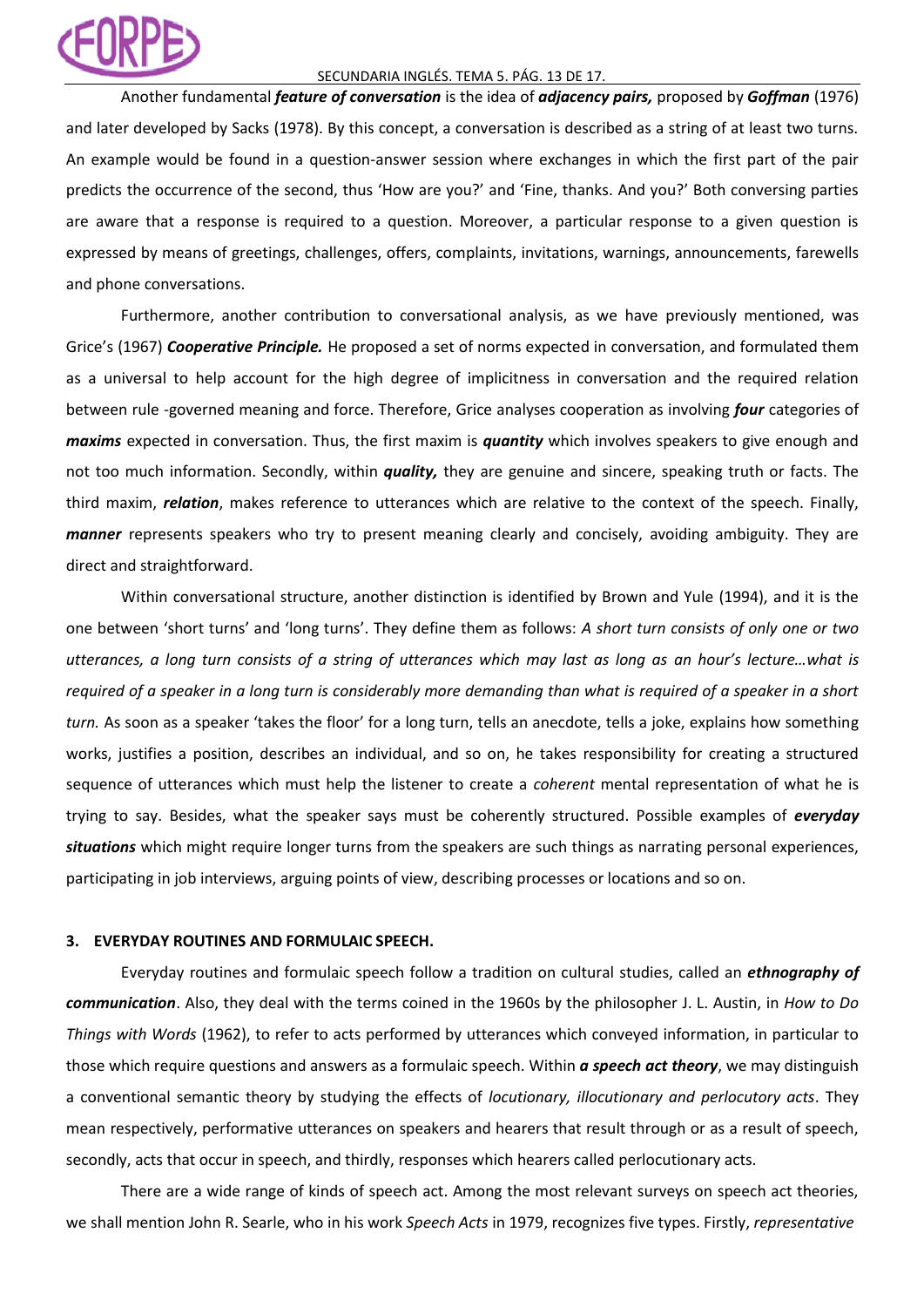Another fundamental ***feature of conversation*** is the idea of ***adjacency pairs,*** proposed by ***Goffman*** (1976) and later developed by Sacks (1978). By this concept, a conversation is described as a string of at least two turns. An example would be found in a question-answer session where exchanges in which the first part of the pair predicts the occurrence of the second, thus 'How are you?' and 'Fine, thanks. And you?' Both conversing parties are aware that a response is required to a question. Moreover, a particular response to a given question is expressed by means of greetings, challenges, offers, complaints, invitations, warnings, announcements, farewells and phone conversations.

Furthermore, another contribution to conversational analysis, as we have previously mentioned, was Grice's (1967) ***Cooperative Principle.*** He proposed a set of norms expected in conversation, and formulated them as a universal to help account for the high degree of implicitness in conversation and the required relation between rule -governed meaning and force. Therefore, Grice analyses cooperation as involving ***four*** categories of ***maxims*** expected in conversation. Thus, the first maxim is ***quantity*** which involves speakers to give enough and not too much information. Secondly, within ***quality,*** they are genuine and sincere, speaking truth or facts. The third maxim, ***relation***, makes reference to utterances which are relative to the context of the speech. Finally, ***manner*** represents speakers who try to present meaning clearly and concisely, avoiding ambiguity. They are direct and straightforward.

Within conversational structure, another distinction is identified by Brown and Yule (1994), and it is the one between 'short turns' and 'long turns'. They define them as follows: *A short turn consists of only one or two utterances, a long turn consists of a string of utterances which may last as long as an hour's lecture…what is required of a speaker in a long turn is considerably more demanding than what is required of a speaker in a short turn.* As soon as a speaker 'takes the floor' for a long turn, tells an anecdote, tells a joke, explains how something works, justifies a position, describes an individual, and so on, he takes responsibility for creating a structured sequence of utterances which must help the listener to create a *coherent* mental representation of what he is trying to say. Besides, what the speaker says must be coherently structured. Possible examples of ***everyday situations*** which might require longer turns from the speakers are such things as narrating personal experiences, participating in job interviews, arguing points of view, describing processes or locations and so on.

## 3. EVERYDAY ROUTINES AND FORMULAIC SPEECH.

Everyday routines and formulaic speech follow a tradition on cultural studies, called an ***ethnography of communication***. Also, they deal with the terms coined in the 1960s by the philosopher J. L. Austin, in *How to Do Things with Words* (1962), to refer to acts performed by utterances which conveyed information, in particular to those which require questions and answers as a formulaic speech. Within ***a speech act theory***, we may distinguish a conventional semantic theory by studying the effects of *locutionary, illocutionary and perlocutory acts*. They mean respectively, performative utterances on speakers and hearers that result through or as a result of speech, secondly, acts that occur in speech, and thirdly, responses which hearers called perlocutionary acts.

There are a wide range of kinds of speech act. Among the most relevant surveys on speech act theories, we shall mention John R. Searle, who in his work *Speech Acts* in 1979, recognizes five types. Firstly, *representative*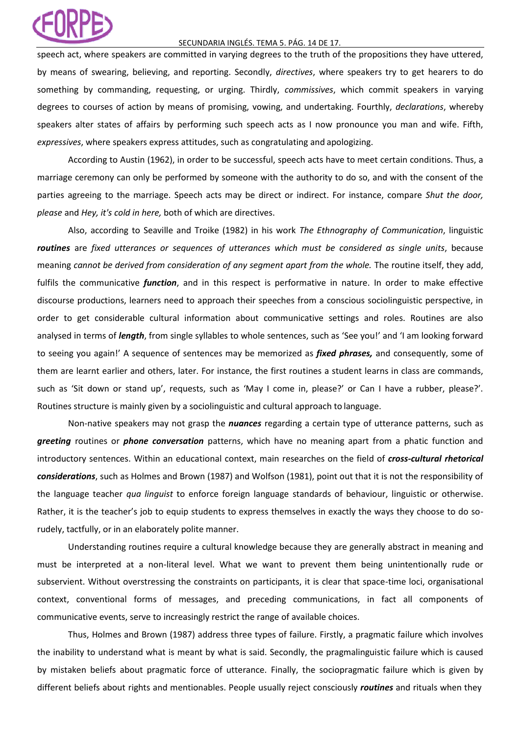speech act, where speakers are committed in varying degrees to the truth of the propositions they have uttered, by means of swearing, believing, and reporting. Secondly, *directives*, where speakers try to get hearers to do something by commanding, requesting, or urging. Thirdly, *commissives*, which commit speakers in varying degrees to courses of action by means of promising, vowing, and undertaking. Fourthly, *declarations*, whereby speakers alter states of affairs by performing such speech acts as I now pronounce you man and wife. Fifth, *expressives*, where speakers express attitudes, such as congratulating and apologizing.

According to Austin (1962), in order to be successful, speech acts have to meet certain conditions. Thus, a marriage ceremony can only be performed by someone with the authority to do so, and with the consent of the parties agreeing to the marriage. Speech acts may be direct or indirect. For instance, compare *Shut the door, please* and *Hey, it's cold in here,* both of which are directives.

Also, according to Seaville and Troike (1982) in his work *The Ethnography of Communication*, linguistic ***routines*** are *fixed utterances or sequences of utterances which must be considered as single units*, because meaning *cannot be derived from consideration of any segment apart from the whole.* The routine itself, they add, fulfils the communicative ***function***, and in this respect is performative in nature. In order to make effective discourse productions, learners need to approach their speeches from a conscious sociolinguistic perspective, in order to get considerable cultural information about communicative settings and roles. Routines are also analysed in terms of ***length***, from single syllables to whole sentences, such as 'See you!' and 'I am looking forward to seeing you again!' A sequence of sentences may be memorized as ***fixed phrases,*** and consequently, some of them are learnt earlier and others, later. For instance, the first routines a student learns in class are commands, such as 'Sit down or stand up', requests, such as 'May I come in, please?' or Can I have a rubber, please?'. Routines structure is mainly given by a sociolinguistic and cultural approach to language.

Non-native speakers may not grasp the ***nuances*** regarding a certain type of utterance patterns, such as ***greeting*** routines or ***phone conversation*** patterns, which have no meaning apart from a phatic function and introductory sentences. Within an educational context, main researches on the field of ***cross-cultural rhetorical considerations***, such as Holmes and Brown (1987) and Wolfson (1981), point out that it is not the responsibility of the language teacher *qua linguist* to enforce foreign language standards of behaviour, linguistic or otherwise. Rather, it is the teacher's job to equip students to express themselves in exactly the ways they choose to do so- rudely, tactfully, or in an elaborately polite manner.

Understanding routines require a cultural knowledge because they are generally abstract in meaning and must be interpreted at a non-literal level. What we want to prevent them being unintentionally rude or subservient. Without overstressing the constraints on participants, it is clear that space-time loci, organisational context, conventional forms of messages, and preceding communications, in fact all components of communicative events, serve to increasingly restrict the range of available choices.

Thus, Holmes and Brown (1987) address three types of failure. Firstly, a pragmatic failure which involves the inability to understand what is meant by what is said. Secondly, the pragmalinguistic failure which is caused by mistaken beliefs about pragmatic force of utterance. Finally, the sociopragmatic failure which is given by different beliefs about rights and mentionables. People usually reject consciously ***routines*** and rituals when they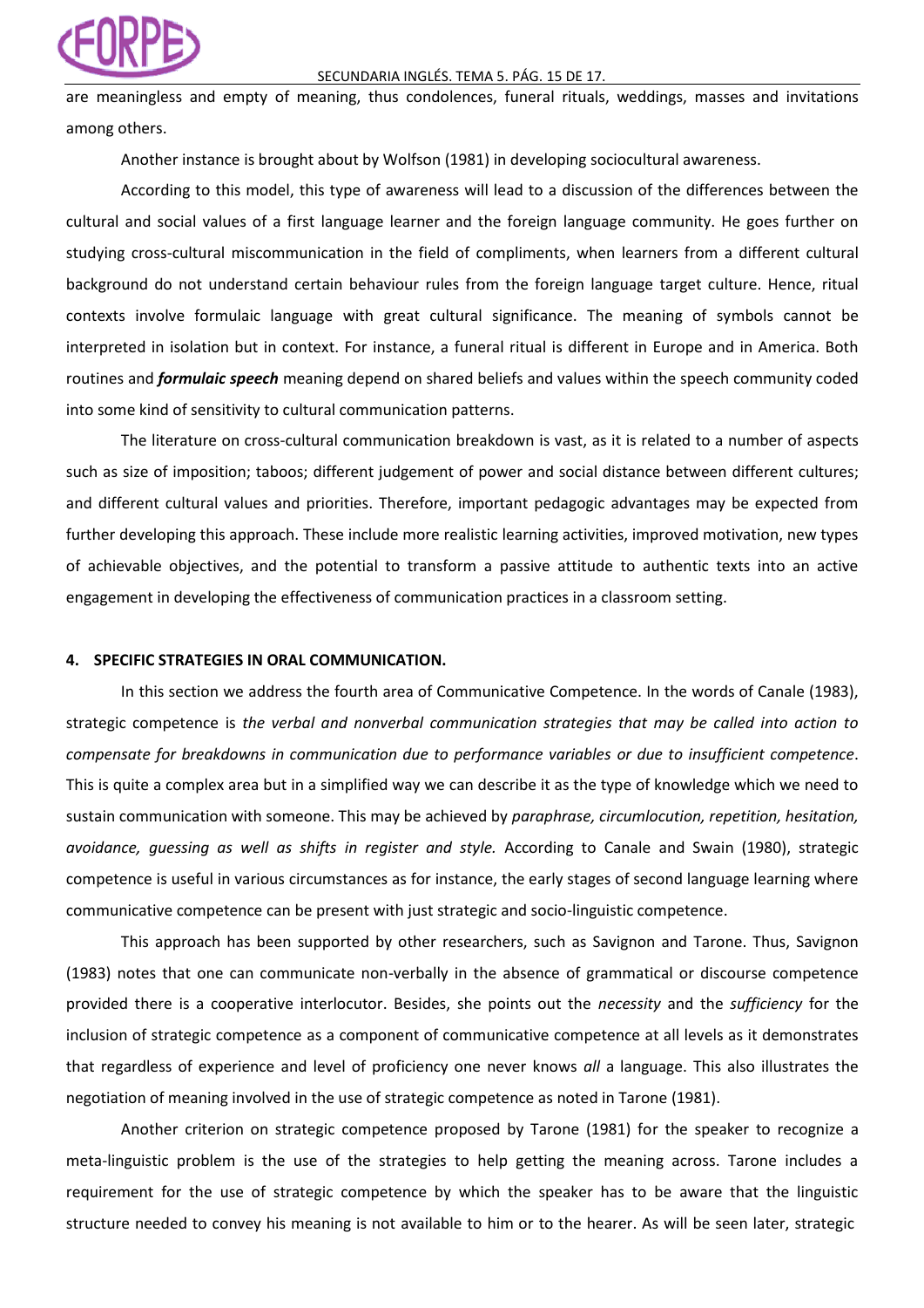are meaningless and empty of meaning, thus condolences, funeral rituals, weddings, masses and invitations among others.

Another instance is brought about by Wolfson (1981) in developing sociocultural awareness.

According to this model, this type of awareness will lead to a discussion of the differences between the cultural and social values of a first language learner and the foreign language community. He goes further on studying cross-cultural miscommunication in the field of compliments, when learners from a different cultural background do not understand certain behaviour rules from the foreign language target culture. Hence, ritual contexts involve formulaic language with great cultural significance. The meaning of symbols cannot be interpreted in isolation but in context. For instance, a funeral ritual is different in Europe and in America. Both routines and ***formulaic speech*** meaning depend on shared beliefs and values within the speech community coded into some kind of sensitivity to cultural communication patterns.

The literature on cross-cultural communication breakdown is vast, as it is related to a number of aspects such as size of imposition; taboos; different judgement of power and social distance between different cultures; and different cultural values and priorities. Therefore, important pedagogic advantages may be expected from further developing this approach. These include more realistic learning activities, improved motivation, new types of achievable objectives, and the potential to transform a passive attitude to authentic texts into an active engagement in developing the effectiveness of communication practices in a classroom setting.

## 4. SPECIFIC STRATEGIES IN ORAL COMMUNICATION.

In this section we address the fourth area of Communicative Competence. In the words of Canale (1983), strategic competence is *the verbal and nonverbal communication strategies that may be called into action to compensate for breakdowns in communication due to performance variables or due to insufficient competence*. This is quite a complex area but in a simplified way we can describe it as the type of knowledge which we need to sustain communication with someone. This may be achieved by *paraphrase, circumlocution, repetition, hesitation, avoidance, guessing as well as shifts in register and style.* According to Canale and Swain (1980), strategic competence is useful in various circumstances as for instance, the early stages of second language learning where communicative competence can be present with just strategic and socio-linguistic competence.

This approach has been supported by other researchers, such as Savignon and Tarone. Thus, Savignon (1983) notes that one can communicate non-verbally in the absence of grammatical or discourse competence provided there is a cooperative interlocutor. Besides, she points out the *necessity* and the *sufficiency* for the inclusion of strategic competence as a component of communicative competence at all levels as it demonstrates that regardless of experience and level of proficiency one never knows *all* a language. This also illustrates the negotiation of meaning involved in the use of strategic competence as noted in Tarone (1981).

Another criterion on strategic competence proposed by Tarone (1981) for the speaker to recognize a meta-linguistic problem is the use of the strategies to help getting the meaning across. Tarone includes a requirement for the use of strategic competence by which the speaker has to be aware that the linguistic structure needed to convey his meaning is not available to him or to the hearer. As will be seen later, strategic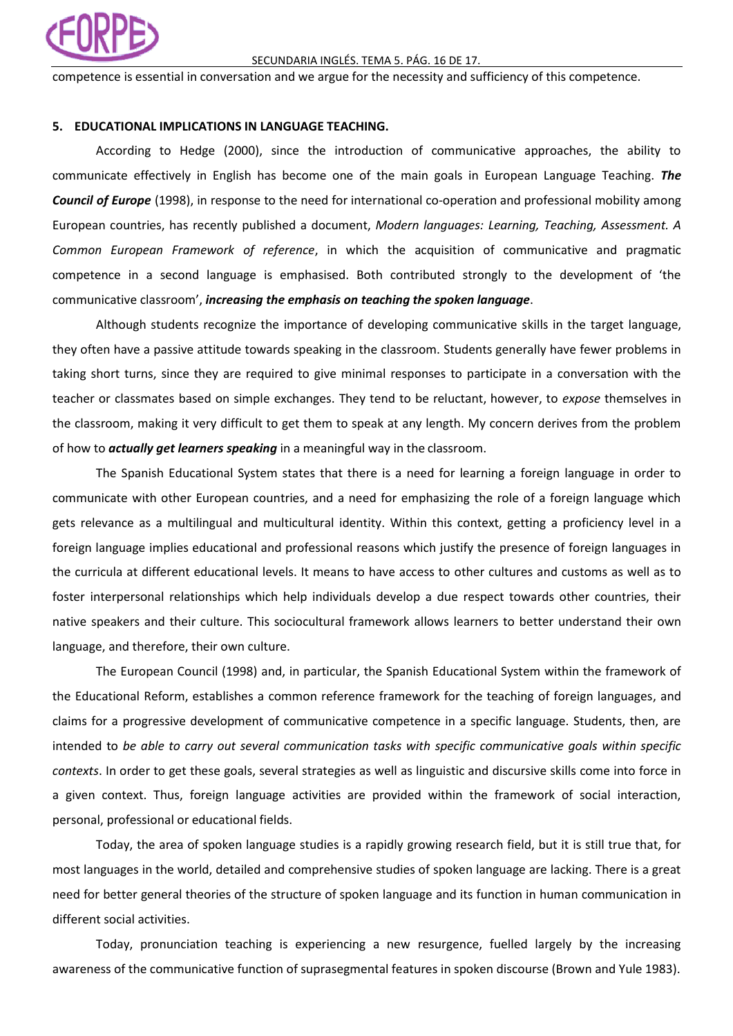competence is essential in conversation and we argue for the necessity and sufficiency of this competence.

## 5. EDUCATIONAL IMPLICATIONS IN LANGUAGE TEACHING.

According to Hedge (2000), since the introduction of communicative approaches, the ability to communicate effectively in English has become one of the main goals in European Language Teaching. ***The Council of Europe*** (1998), in response to the need for international co-operation and professional mobility among European countries, has recently published a document, *Modern languages: Learning, Teaching, Assessment. A Common European Framework of reference*, in which the acquisition of communicative and pragmatic competence in a second language is emphasised. Both contributed strongly to the development of 'the communicative classroom', ***increasing the emphasis on teaching the spoken language***.

Although students recognize the importance of developing communicative skills in the target language, they often have a passive attitude towards speaking in the classroom. Students generally have fewer problems in taking short turns, since they are required to give minimal responses to participate in a conversation with the teacher or classmates based on simple exchanges. They tend to be reluctant, however, to *expose* themselves in the classroom, making it very difficult to get them to speak at any length. My concern derives from the problem of how to ***actually get learners speaking*** in a meaningful way in the classroom.

The Spanish Educational System states that there is a need for learning a foreign language in order to communicate with other European countries, and a need for emphasizing the role of a foreign language which gets relevance as a multilingual and multicultural identity. Within this context, getting a proficiency level in a foreign language implies educational and professional reasons which justify the presence of foreign languages in the curricula at different educational levels. It means to have access to other cultures and customs as well as to foster interpersonal relationships which help individuals develop a due respect towards other countries, their native speakers and their culture. This sociocultural framework allows learners to better understand their own language, and therefore, their own culture.

The European Council (1998) and, in particular, the Spanish Educational System within the framework of the Educational Reform, establishes a common reference framework for the teaching of foreign languages, and claims for a progressive development of communicative competence in a specific language. Students, then, are intended to *be able to carry out several communication tasks with specific communicative goals within specific contexts*. In order to get these goals, several strategies as well as linguistic and discursive skills come into force in a given context. Thus, foreign language activities are provided within the framework of social interaction, personal, professional or educational fields.

Today, the area of spoken language studies is a rapidly growing research field, but it is still true that, for most languages in the world, detailed and comprehensive studies of spoken language are lacking. There is a great need for better general theories of the structure of spoken language and its function in human communication in different social activities.

Today, pronunciation teaching is experiencing a new resurgence, fuelled largely by the increasing awareness of the communicative function of suprasegmental features in spoken discourse (Brown and Yule 1983).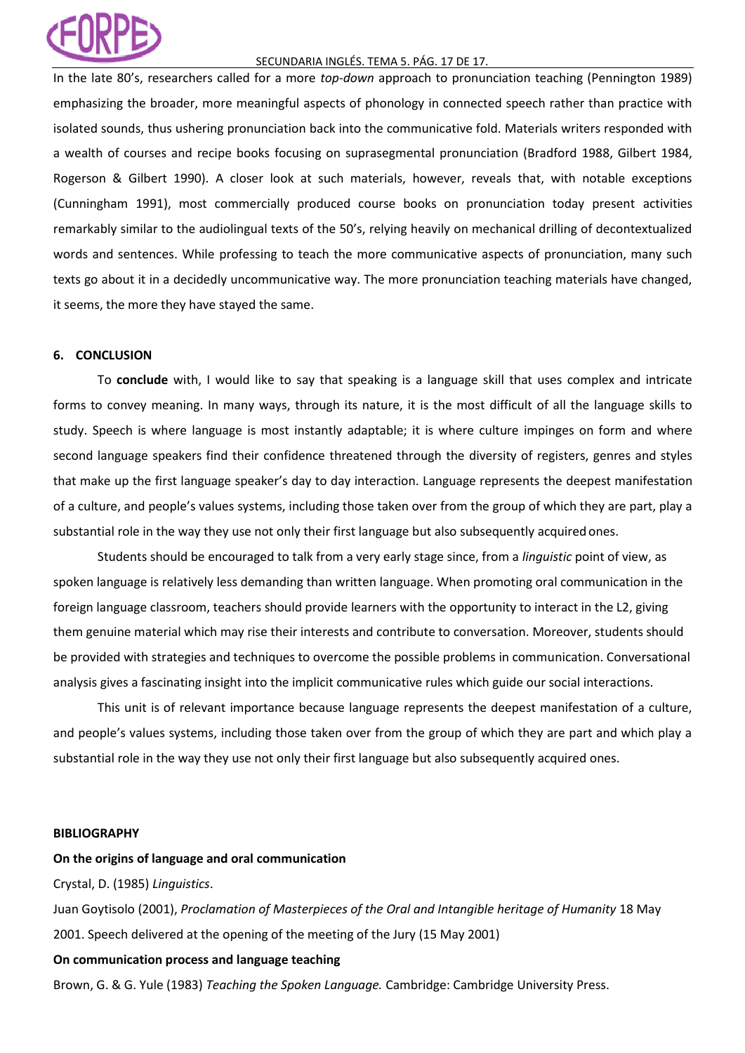In the late 80's, researchers called for a more *top-down* approach to pronunciation teaching (Pennington 1989) emphasizing the broader, more meaningful aspects of phonology in connected speech rather than practice with isolated sounds, thus ushering pronunciation back into the communicative fold. Materials writers responded with a wealth of courses and recipe books focusing on suprasegmental pronunciation (Bradford 1988, Gilbert 1984, Rogerson & Gilbert 1990). A closer look at such materials, however, reveals that, with notable exceptions (Cunningham 1991), most commercially produced course books on pronunciation today present activities remarkably similar to the audiolingual texts of the 50's, relying heavily on mechanical drilling of decontextualized words and sentences. While professing to teach the more communicative aspects of pronunciation, many such texts go about it in a decidedly uncommunicative way. The more pronunciation teaching materials have changed, it seems, the more they have stayed the same.

## 6. CONCLUSION

To **conclude** with, I would like to say that speaking is a language skill that uses complex and intricate forms to convey meaning. In many ways, through its nature, it is the most difficult of all the language skills to study. Speech is where language is most instantly adaptable; it is where culture impinges on form and where second language speakers find their confidence threatened through the diversity of registers, genres and styles that make up the first language speaker's day to day interaction. Language represents the deepest manifestation of a culture, and people's values systems, including those taken over from the group of which they are part, play a substantial role in the way they use not only their first language but also subsequently acquired ones.

Students should be encouraged to talk from a very early stage since, from a *linguistic* point of view, as spoken language is relatively less demanding than written language. When promoting oral communication in the foreign language classroom, teachers should provide learners with the opportunity to interact in the L2, giving them genuine material which may rise their interests and contribute to conversation. Moreover, students should be provided with strategies and techniques to overcome the possible problems in communication. Conversational analysis gives a fascinating insight into the implicit communicative rules which guide our social interactions.

This unit is of relevant importance because language represents the deepest manifestation of a culture, and people's values systems, including those taken over from the group of which they are part and which play a substantial role in the way they use not only their first language but also subsequently acquired ones.

## BIBLIOGRAPHY

**On the origins of language and oral communication**

Crystal, D. (1985) *Linguistics*.

Juan Goytisolo (2001), *Proclamation of Masterpieces of the Oral and Intangible heritage of Humanity* 18 May 2001. Speech delivered at the opening of the meeting of the Jury (15 May 2001)

**On communication process and language teaching**

Brown, G. & G. Yule (1983) *Teaching the Spoken Language.* Cambridge: Cambridge University Press.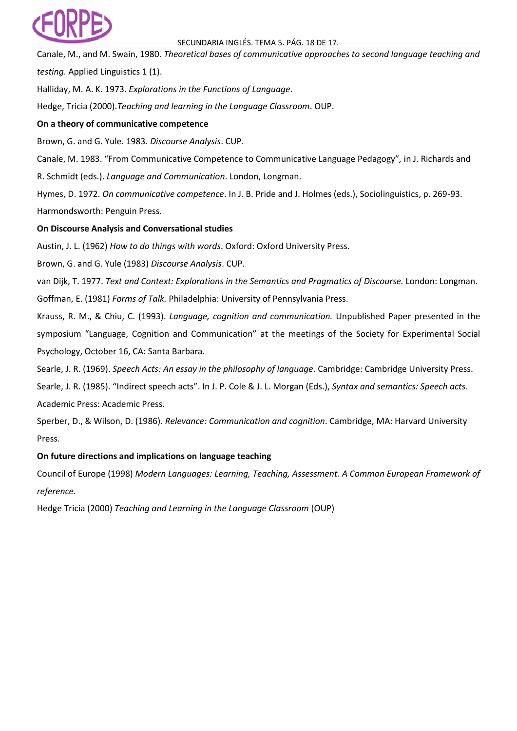Canale, M., and M. Swain, 1980. *Theoretical bases of communicative approaches to second language teaching and testing*. Applied Linguistics 1 (1).

Halliday, M. A. K. 1973. *Explorations in the Functions of Language*.

Hedge, Tricia (2000).*Teaching and learning in the Language Classroom*. OUP.

**On a theory of communicative competence**

Brown, G. and G. Yule. 1983. *Discourse Analysis*. CUP.

Canale, M. 1983. "From Communicative Competence to Communicative Language Pedagogy", in J. Richards and R. Schmidt (eds.). *Language and Communication*. London, Longman.

Hymes, D. 1972. *On communicative competence*. In J. B. Pride and J. Holmes (eds.), Sociolinguistics, p. 269-93. Harmondsworth: Penguin Press.

**On Discourse Analysis and Conversational studies**

Austin, J. L. (1962) *How to do things with words*. Oxford: Oxford University Press.

Brown, G. and G. Yule (1983) *Discourse Analysis*. CUP.

van Dijk, T. 1977. *Text and Context: Explorations in the Semantics and Pragmatics of Discourse.* London: Longman.

Goffman, E. (1981) *Forms of Talk.* Philadelphia: University of Pennsylvania Press.

Krauss, R. M., & Chiu, C. (1993). *Language, cognition and communication.* Unpublished Paper presented in the symposium "Language, Cognition and Communication" at the meetings of the Society for Experimental Social Psychology, October 16, CA: Santa Barbara.

Searle, J. R. (1969). *Speech Acts: An essay in the philosophy of language*. Cambridge: Cambridge University Press.

Searle, J. R. (1985). "Indirect speech acts". In J. P. Cole & J. L. Morgan (Eds.), *Syntax and semantics: Speech acts*. Academic Press: Academic Press.

Sperber, D., & Wilson, D. (1986). *Relevance: Communication and cognition*. Cambridge, MA: Harvard University Press.

**On future directions and implications on language teaching**

Council of Europe (1998) *Modern Languages: Learning, Teaching, Assessment. A Common European Framework of reference.*

Hedge Tricia (2000) *Teaching and Learning in the Language Classroom* (OUP)